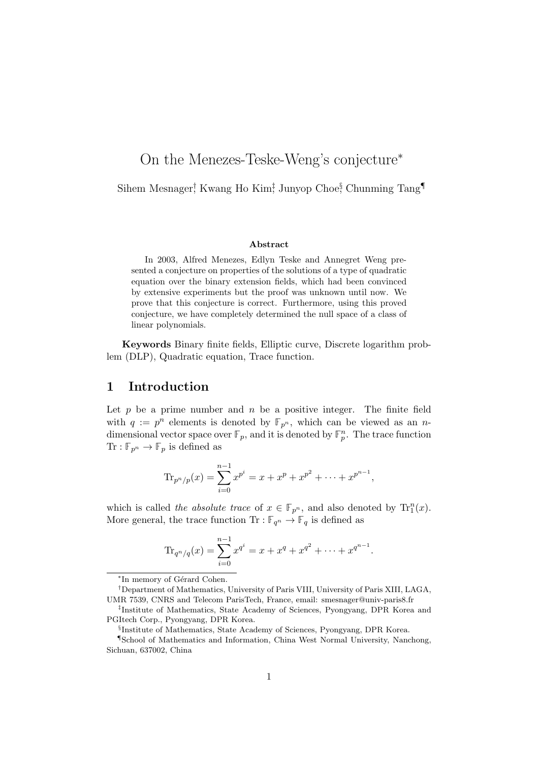# On the Menezes-Teske-Weng's conjecture*

Sihem Mesnager[†], Kwang Ho Kim[‡], Junyop Choe[§], Chunming Tang[¶]

### Abstract

In 2003, Alfred Menezes, Edlyn Teske and Annegret Weng presented a conjecture on properties of the solutions of a type of quadratic equation over the binary extension fields, which had been convinced by extensive experiments but the proof was unknown until now. We prove that this conjecture is correct. Furthermore, using this proved conjecture, we have completely determined the null space of a class of linear polynomials.

**Keywords** Binary finite fields, Elliptic curve, Discrete logarithm problem (DLP), Quadratic equation, Trace function.

## 1 Introduction

Let $p$ be a prime number and $n$ be a positive integer. The finite field with $q := p^n$ elements is denoted by $\mathbb{F}_{p^n}$, which can be viewed as an $n$-dimensional vector space over $\mathbb{F}_p$, and it is denoted by $\mathbb{F}_p^n$. The trace function $\mathrm{Tr} : \mathbb{F}_{p^n} \to \mathbb{F}_p$ is defined as

$$\mathrm{Tr}_{p^n/p}(x) = \sum_{i=0}^{n-1} x^{p^i} = x + x^p + x^{p^2} + \cdots + x^{p^{n-1}},$$

which is called *the absolute trace* of $x \in \mathbb{F}_{p^n}$, and also denoted by $\mathrm{Tr}_1^n(x)$. More general, the trace function $\mathrm{Tr} : \mathbb{F}_{q^n} \to \mathbb{F}_q$ is defined as

$$\mathrm{Tr}_{q^n/q}(x) = \sum_{i=0}^{n-1} x^{q^i} = x + x^q + x^{q^2} + \cdots + x^{q^{n-1}}.$$

---

*In memory of Gérard Cohen.

[†]Department of Mathematics, University of Paris VIII, University of Paris XIII, LAGA, UMR 7539, CNRS and Telecom ParisTech, France, email: smesnager@univ-paris8.fr

[‡]Institute of Mathematics, State Academy of Sciences, Pyongyang, DPR Korea and PGItech Corp., Pyongyang, DPR Korea.

[§]Institute of Mathematics, State Academy of Sciences, Pyongyang, DPR Korea.

[¶]School of Mathematics and Information, China West Normal University, Nanchong, Sichuan, 637002, China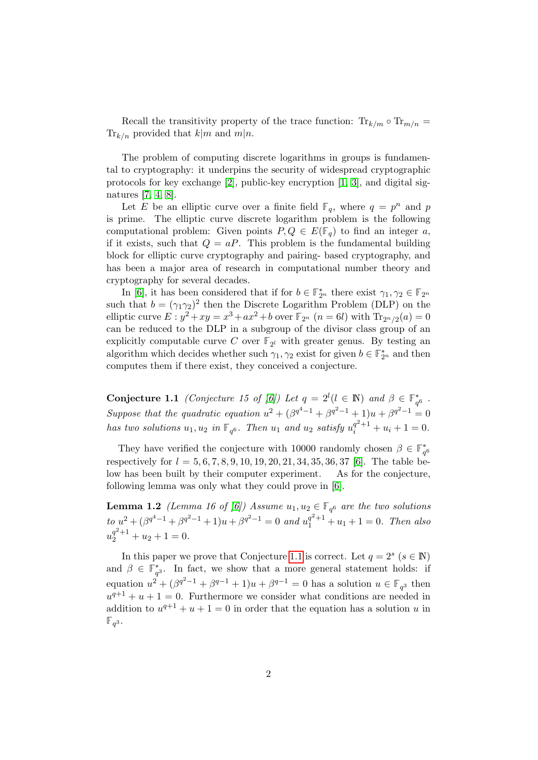Recall the transitivity property of the trace function: $\mathrm{Tr}_{k/m} \circ \mathrm{Tr}_{m/n} = \mathrm{Tr}_{k/n}$ provided that $k|m$ and $m|n$.

The problem of computing discrete logarithms in groups is fundamental to cryptography: it underpins the security of widespread cryptographic protocols for key exchange [2], public-key encryption [1, 3], and digital signatures [7, 4, 8].

Let $E$ be an elliptic curve over a finite field $\mathbb{F}_q$, where $q = p^n$ and $p$ is prime. The elliptic curve discrete logarithm problem is the following computational problem: Given points $P, Q \in E(\mathbb{F}_q)$ to find an integer $a$, if it exists, such that $Q = aP$. This problem is the fundamental building block for elliptic curve cryptography and pairing- based cryptography, and has been a major area of research in computational number theory and cryptography for several decades.

In [6], it has been considered that if for $b \in \mathbb{F}_{2^n}^*$ there exist $\gamma_1, \gamma_2 \in \mathbb{F}_{2^n}$ such that $b = (\gamma_1\gamma_2)^2$ then the Discrete Logarithm Problem (DLP) on the elliptic curve $E : y^2 + xy = x^3 + ax^2 + b$ over $\mathbb{F}_{2^n}$ ($n = 6l$) with $\mathrm{Tr}_{2^n/2}(a) = 0$ can be reduced to the DLP in a subgroup of the divisor class group of an explicitly computable curve $C$ over $\mathbb{F}_{2^l}$ with greater genus. By testing an algorithm which decides whether such $\gamma_1, \gamma_2$ exist for given $b \in \mathbb{F}_{2^n}^*$ and then computes them if there exist, they conceived a conjecture.

**Conjecture 1.1** *(Conjecture 15 of [6]) Let $q = 2^l (l \in \mathbb{N})$ and $\beta \in \mathbb{F}_{q^6}^*$. Suppose that the quadratic equation $u^2 + (\beta^{q^4-1} + \beta^{q^2-1} + 1)u + \beta^{q^2-1} = 0$ has two solutions $u_1, u_2$ in $\mathbb{F}_{q^6}$. Then $u_1$ and $u_2$ satisfy $u_i^{q^2+1} + u_i + 1 = 0$.*

They have verified the conjecture with 10000 randomly chosen $\beta \in \mathbb{F}_{q^6}^*$ respectively for $l = 5, 6, 7, 8, 9, 10, 19, 20, 21, 34, 35, 36, 37$ [6]. The table below has been built by their computer experiment. As for the conjecture, following lemma was only what they could prove in [6].

**Lemma 1.2** *(Lemma 16 of [6]) Assume $u_1, u_2 \in \mathbb{F}_{q^6}$ are the two solutions to $u^2 + (\beta^{q^4-1} + \beta^{q^2-1} + 1)u + \beta^{q^2-1} = 0$ and $u_1^{q^2+1} + u_1 + 1 = 0$. Then also $u_2^{q^2+1} + u_2 + 1 = 0$.*

In this paper we prove that Conjecture 1.1 is correct. Let $q = 2^s$ ($s \in \mathbb{N}$) and $\beta \in \mathbb{F}_{q^3}^*$. In fact, we show that a more general statement holds: if equation $u^2 + (\beta^{q^2-1} + \beta^{q-1} + 1)u + \beta^{q-1} = 0$ has a solution $u \in \mathbb{F}_{q^3}$ then $u^{q+1} + u + 1 = 0$. Furthermore we consider what conditions are needed in addition to $u^{q+1} + u + 1 = 0$ in order that the equation has a solution $u$ in $\mathbb{F}_{q^3}$.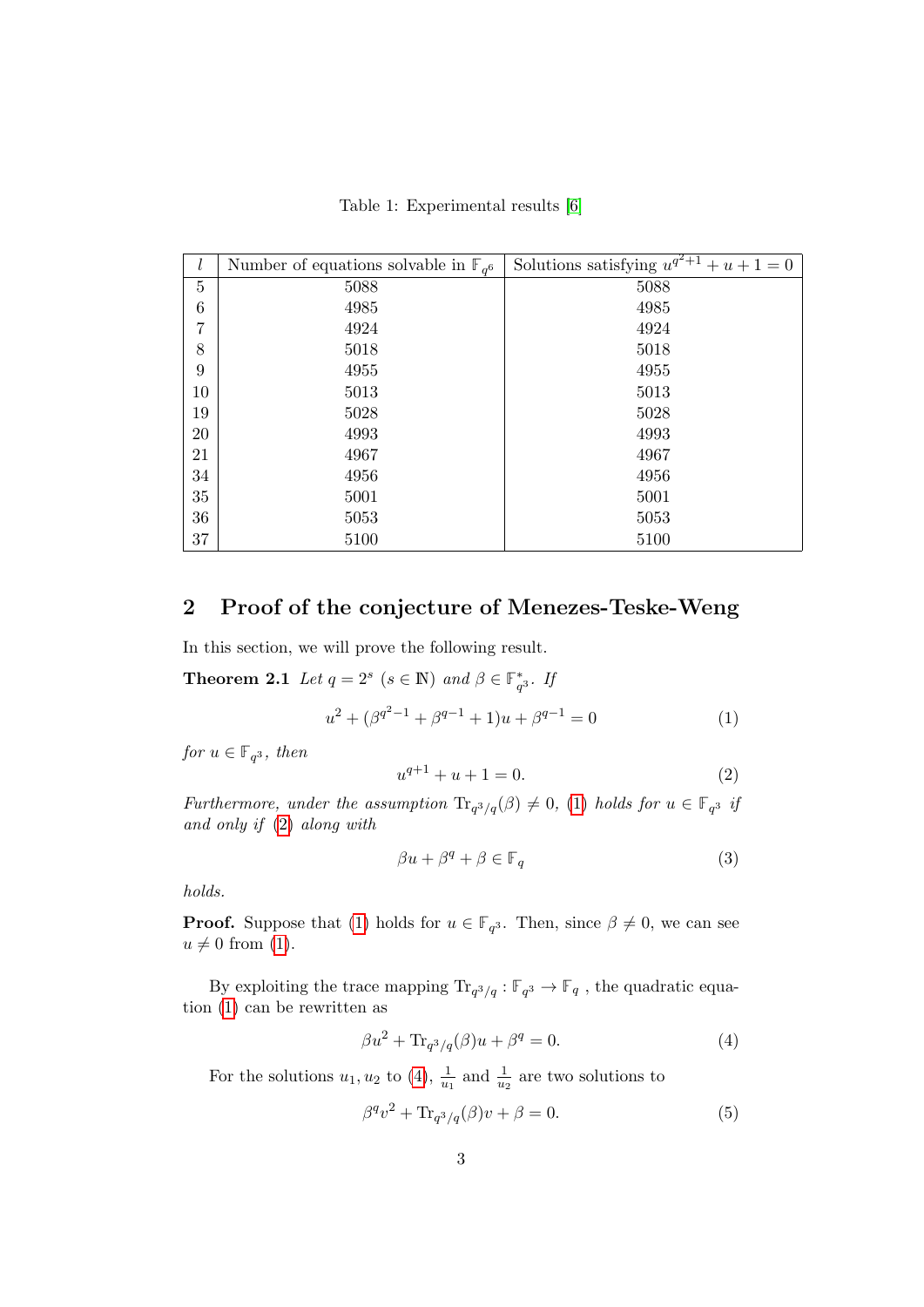Table 1: Experimental results [6]

| $l$ | Number of equations solvable in $\mathbb{F}_{q^6}$ | Solutions satisfying $u^{q^2+1}+u+1=0$ |
|---|---|---|
| 5 | 5088 | 5088 |
| 6 | 4985 | 4985 |
| 7 | 4924 | 4924 |
| 8 | 5018 | 5018 |
| 9 | 4955 | 4955 |
| 10 | 5013 | 5013 |
| 19 | 5028 | 5028 |
| 20 | 4993 | 4993 |
| 21 | 4967 | 4967 |
| 34 | 4956 | 4956 |
| 35 | 5001 | 5001 |
| 36 | 5053 | 5053 |
| 37 | 5100 | 5100 |

## 2 Proof of the conjecture of Menezes-Teske-Weng

In this section, we will prove the following result.

**Theorem 2.1** *Let $q = 2^s$ ($s \in \mathbb{N}$) and $\beta \in \mathbb{F}_{q^3}^*$. If*

$$u^2 + (\beta^{q^2-1} + \beta^{q-1} + 1)u + \beta^{q-1} = 0 \tag{1}$$

*for $u \in \mathbb{F}_{q^3}$, then*

$$u^{q+1} + u + 1 = 0. \tag{2}$$

*Furthermore, under the assumption $\mathrm{Tr}_{q^3/q}(\beta) \neq 0$, (1) holds for $u \in \mathbb{F}_{q^3}$ if and only if (2) along with*

$$\beta u + \beta^q + \beta \in \mathbb{F}_q \tag{3}$$

*holds.*

**Proof.** Suppose that (1) holds for $u \in \mathbb{F}_{q^3}$. Then, since $\beta \neq 0$, we can see $u \neq 0$ from (1).

By exploiting the trace mapping $\mathrm{Tr}_{q^3/q} : \mathbb{F}_{q^3} \to \mathbb{F}_q$ , the quadratic equation (1) can be rewritten as

$$\beta u^2 + \mathrm{Tr}_{q^3/q}(\beta)u + \beta^q = 0. \tag{4}$$

For the solutions $u_1, u_2$ to (4), $\frac{1}{u_1}$ and $\frac{1}{u_2}$ are two solutions to

$$\beta^q v^2 + \mathrm{Tr}_{q^3/q}(\beta)v + \beta = 0. \tag{5}$$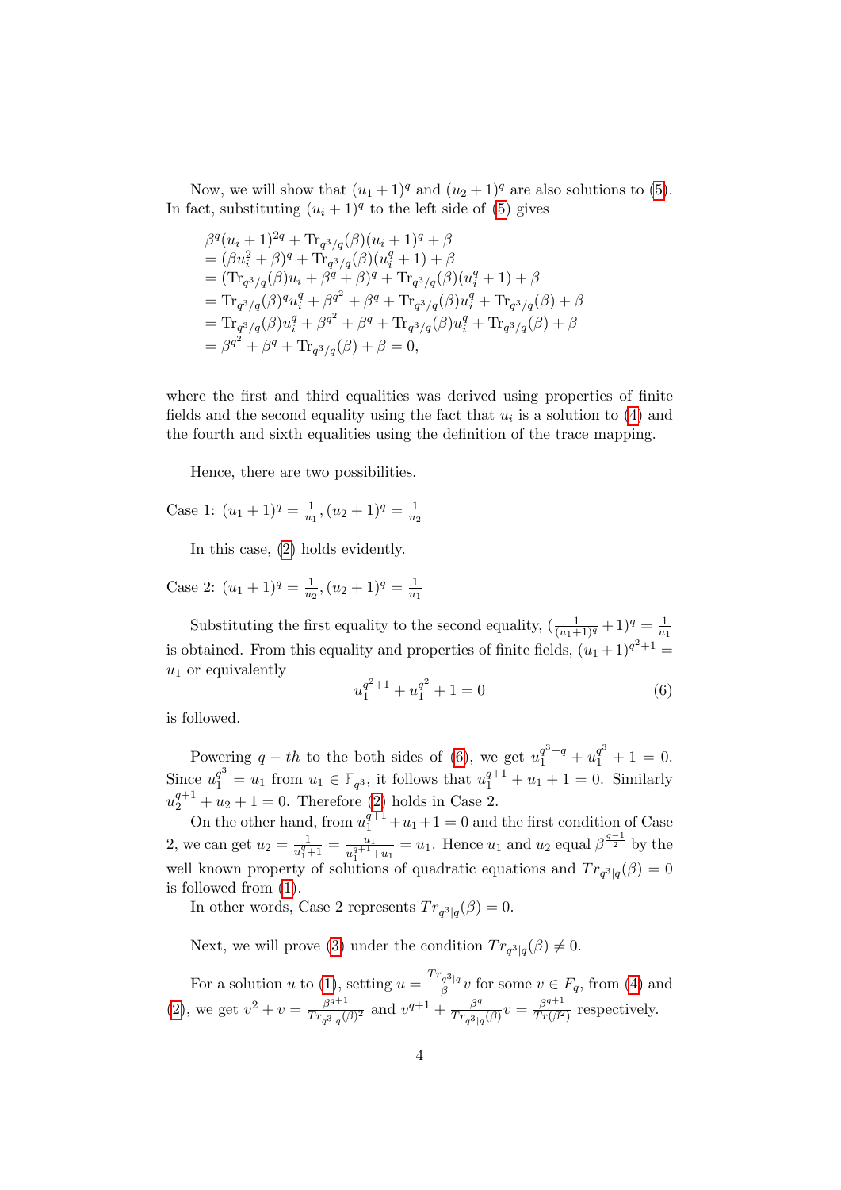Now, we will show that $(u_1+1)^q$ and $(u_2+1)^q$ are also solutions to (5). In fact, substituting $(u_i+1)^q$ to the left side of (5) gives

$$
\begin{aligned}
&\beta^q(u_i+1)^{2q} + \mathrm{Tr}_{q^3/q}(\beta)(u_i+1)^q + \beta \\
&= (\beta u_i^2+\beta)^q + \mathrm{Tr}_{q^3/q}(\beta)(u_i^q+1) + \beta \\
&= (\mathrm{Tr}_{q^3/q}(\beta)u_i + \beta^q + \beta)^q + \mathrm{Tr}_{q^3/q}(\beta)(u_i^q+1) + \beta \\
&= \mathrm{Tr}_{q^3/q}(\beta)^q u_i^q + \beta^{q^2} + \beta^q + \mathrm{Tr}_{q^3/q}(\beta)u_i^q + \mathrm{Tr}_{q^3/q}(\beta) + \beta \\
&= \mathrm{Tr}_{q^3/q}(\beta) u_i^q + \beta^{q^2} + \beta^q + \mathrm{Tr}_{q^3/q}(\beta)u_i^q + \mathrm{Tr}_{q^3/q}(\beta) + \beta \\
&= \beta^{q^2} + \beta^q + \mathrm{Tr}_{q^3/q}(\beta) + \beta = 0,
\end{aligned}
$$

where the first and third equalities was derived using properties of finite fields and the second equality using the fact that $u_i$ is a solution to (4) and the fourth and sixth equalities using the definition of the trace mapping.

Hence, there are two possibilities.

Case 1: $(u_1+1)^q = \frac{1}{u_1}, (u_2+1)^q = \frac{1}{u_2}$

In this case, (2) holds evidently.

Case 2: $(u_1+1)^q = \frac{1}{u_2}, (u_2+1)^q = \frac{1}{u_1}$

Substituting the first equality to the second equality, $(\frac{1}{(u_1+1)^q}+1)^q = \frac{1}{u_1}$ is obtained. From this equality and properties of finite fields, $(u_1+1)^{q^2+1} = u_1$ or equivalently

$$u_1^{q^2+1} + u_1^{q^2} + 1 = 0 \tag{6}$$

is followed.

Powering $q-th$ to the both sides of (6), we get $u_1^{q^3+q} + u_1^{q^3} + 1 = 0$. Since $u_1^{q^3} = u_1$ from $u_1 \in \mathbb{F}_{q^3}$, it follows that $u_1^{q+1} + u_1 + 1 = 0$. Similarly $u_2^{q+1} + u_2 + 1 = 0$. Therefore (2) holds in Case 2.

On the other hand, from $u_1^{q+1} + u_1 + 1 = 0$ and the first condition of Case 2, we can get $u_2 = \frac{1}{u_1^q+1} = \frac{u_1}{u_1^{q+1}+u_1} = u_1$. Hence $u_1$ and $u_2$ equal $\beta^{\frac{q-1}{2}}$ by the well known property of solutions of quadratic equations and $Tr_{q^3|q}(\beta) = 0$ is followed from (1).

In other words, Case 2 represents $Tr_{q^3|q}(\beta) = 0$.

Next, we will prove (3) under the condition $Tr_{q^3|q}(\beta) \neq 0$.

For a solution $u$ to (1), setting $u = \frac{Tr_{q^3|q}}{\beta}v$ for some $v \in F_q$, from (4) and (2), we get $v^2 + v = \frac{\beta^{q+1}}{Tr_{q^3|q}(\beta)^2}$ and $v^{q+1} + \frac{\beta^q}{Tr_{q^3|q}(\beta)}v = \frac{\beta^{q+1}}{Tr(\beta^2)}$ respectively.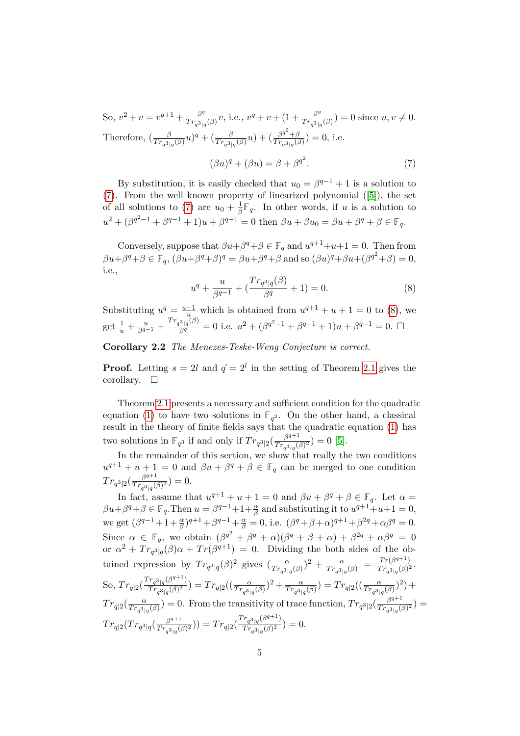So, $v^2 + v = v^{q+1} + \frac{\beta^q}{Tr_{q^3|q}(\beta)}v$, i.e., $v^q + v + (1 + \frac{\beta^q}{Tr_{q^3|q}(\beta)}) = 0$ since $u, v \neq 0$.

Therefore, $(\frac{\beta}{Tr_{q^3|q}(\beta)}u)^q + (\frac{\beta}{Tr_{q^3|q}(\beta)}u) + (\frac{\beta^{q^2}+\beta}{Tr_{q^3|q}(\beta)}) = 0$, i.e.

$$(\beta u)^q + (\beta u) = \beta + \beta^{q^2}. \tag{7}$$

By substitution, it is easily checked that $u_0 = \beta^{q-1} + 1$ is a solution to (7). From the well known property of linearized polynomial ([5]), the set of all solutions to (7) are $u_0 + \frac{1}{\beta}\mathbb{F}_q$. In other words, if $u$ is a solution to $u^2 + (\beta^{q^2-1} + \beta^{q-1} + 1)u + \beta^{q-1} = 0$ then $\beta u + \beta u_0 = \beta u + \beta^q + \beta \in \mathbb{F}_q$.

Conversely, suppose that $\beta u + \beta^q + \beta \in \mathbb{F}_q$ and $u^{q+1} + u + 1 = 0$. Then from $\beta u + \beta^q + \beta \in \mathbb{F}_q$, $(\beta u + \beta^q + \beta)^q = \beta u + \beta^q + \beta$ and so $(\beta u)^q + \beta u + (\beta^{q^2} + \beta) = 0$, i.e.,

$$u^q + \frac{u}{\beta^{q-1}} + (\frac{Tr_{q^3|q}(\beta)}{\beta^q} + 1) = 0. \tag{8}$$

Substituting $u^q = \frac{u+1}{u}$ which is obtained from $u^{q+1} + u + 1 = 0$ to (8), we get $\frac{1}{u} + \frac{u}{\beta^{q-1}} + \frac{Tr_{q^3|q}(\beta)}{\beta^q} = 0$ i.e. $u^2 + (\beta^{q^2-1} + \beta^{q-1} + 1)u + \beta^{q-1} = 0$. $\square$

**Corollary 2.2** *The Menezes-Teske-Weng Conjecture is correct.*

**Proof.** Letting $s = 2l$ and $q' = 2^l$ in the setting of Theorem 2.1 gives the corollary. $\square$

Theorem 2.1 presents a necessary and sufficient condition for the quadratic equation (1) to have two solutions in $\mathbb{F}_{q^3}$. On the other hand, a classical result in the theory of finite fields says that the quadratic equation (1) has two solutions in $\mathbb{F}_{q^3}$ if and only if $Tr_{q^3|2}(\frac{\beta^{q+1}}{Tr_{q^3|q}(\beta)^2}) = 0$ [5].

In the remainder of this section, we show that really the two conditions $u^{q+1} + u + 1 = 0$ and $\beta u + \beta^q + \beta \in \mathbb{F}_q$ can be merged to one condition $Tr_{q^3|2}(\frac{\beta^{q+1}}{Tr_{q^3|q}(\beta)^2}) = 0$.

In fact, assume that $u^{q+1} + u + 1 = 0$ and $\beta u + \beta^q + \beta \in \mathbb{F}_q$. Let $\alpha = \beta u + \beta^q + \beta \in \mathbb{F}_q$. Then $u = \beta^{q-1} + 1 + \frac{\alpha}{\beta}$ and substituting it to $u^{q+1} + u + 1 = 0$, we get $(\beta^{q-1} + 1 + \frac{\alpha}{\beta})^{q+1} + \beta^{q-1} + \frac{\alpha}{\beta} = 0$, i.e. $(\beta^q + \beta + \alpha)^{q+1} + \beta^{2q} + \alpha\beta^q = 0$. Since $\alpha \in \mathbb{F}_q$, we obtain $(\beta^{q^2} + \beta^q + \alpha)(\beta^q + \beta + \alpha) + \beta^{2q} + \alpha\beta^q = 0$ or $\alpha^2 + Tr_{q^3|q}(\beta)\alpha + Tr(\beta^{q+1}) = 0$. Dividing the both sides of the obtained expression by $Tr_{q^3|q}(\beta)^2$ gives $(\frac{\alpha}{Tr_{q^3|q}(\beta)})^2 + \frac{\alpha}{Tr_{q^3|q}(\beta)} = \frac{Tr(\beta^{q+1})}{Tr_{q^3|q}(\beta)^2}$. So, $Tr_{q|2}(\frac{Tr_{q^3|q}(\beta^{q+1})}{Tr_{q^3|q}(\beta)^2}) = Tr_{q|2}((\frac{\alpha}{Tr_{q^3|q}(\beta)})^2 + \frac{\alpha}{Tr_{q^3|q}(\beta)}) = Tr_{q|2}((\frac{\alpha}{Tr_{q^3|q}(\beta)})^2) + Tr_{q|2}(\frac{\alpha}{Tr_{q^3|q}(\beta)}) = 0$. From the transitivity of trace function, $Tr_{q^3|2}(\frac{\beta^{q+1}}{Tr_{q^3|q}(\beta)^2}) = Tr_{q|2}(Tr_{q^3|q}(\frac{\beta^{q+1}}{Tr_{q^3|q}(\beta)^2})) = Tr_{q|2}(\frac{Tr_{q^3|q}(\beta^{q+1})}{Tr_{q^3|q}(\beta)^2}) = 0$.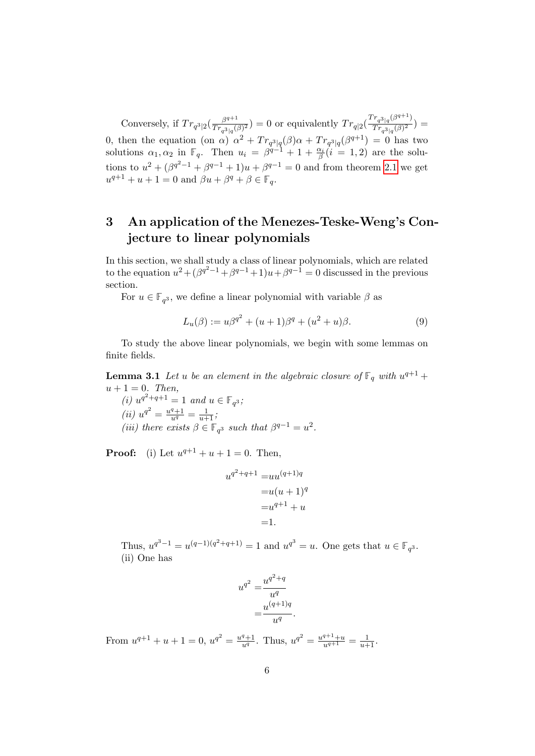Conversely, if $Tr_{q^3|2}(\frac{\beta^{q+1}}{Tr_{q^3|q}(\beta)^2}) = 0$ or equivalently $Tr_{q|2}(\frac{Tr_{q^3|q}(\beta^{q+1})}{Tr_{q^3|q}(\beta)^2}) = 0$, then the equation (on $\alpha$) $\alpha^2 + Tr_{q^3|q}(\beta)\alpha + Tr_{q^3|q}(\beta^{q+1}) = 0$ has two solutions $\alpha_1, \alpha_2$ in $\mathbb{F}_q$. Then $u_i = \beta^{q-1} + 1 + \frac{\alpha_i}{\beta} (i = 1, 2)$ are the solutions to $u^2 + (\beta^{q^2-1} + \beta^{q-1} + 1)u + \beta^{q-1} = 0$ and from theorem 2.1 we get $u^{q+1} + u + 1 = 0$ and $\beta u + \beta^q + \beta \in \mathbb{F}_q$.

## 3 An application of the Menezes-Teske-Weng's Conjecture to linear polynomials

In this section, we shall study a class of linear polynomials, which are related to the equation $u^2 + (\beta^{q^2-1} + \beta^{q-1} + 1)u + \beta^{q-1} = 0$ discussed in the previous section.

For $u \in \mathbb{F}_{q^3}$, we define a linear polynomial with variable $\beta$ as

$$L_u(\beta) := u\beta^{q^2} + (u+1)\beta^q + (u^2 + u)\beta. \tag{9}$$

To study the above linear polynomials, we begin with some lemmas on finite fields.

**Lemma 3.1** *Let $u$ be an element in the algebraic closure of $\mathbb{F}_q$ with $u^{q+1} + u + 1 = 0$. Then,*
*(i) $u^{q^2+q+1} = 1$ and $u \in \mathbb{F}_{q^3}$;*
*(ii) $u^{q^2} = \frac{u^q+1}{u^q} = \frac{1}{u+1}$;*
*(iii) there exists $\beta \in \mathbb{F}_{q^3}$ such that $\beta^{q-1} = u^2$.*

**Proof:** (i) Let $u^{q+1} + u + 1 = 0$. Then,

$$\begin{aligned}
u^{q^2+q+1} =& uu^{(q+1)q} \\
=& u(u+1)^q \\
=& u^{q+1} + u \\
=& 1.
\end{aligned}$$

Thus, $u^{q^3-1} = u^{(q-1)(q^2+q+1)} = 1$ and $u^{q^3} = u$. One gets that $u \in \mathbb{F}_{q^3}$.
(ii) One has

$$\begin{aligned}
u^{q^2} =& \frac{u^{q^2+q}}{u^q} \\
=& \frac{u^{(q+1)q}}{u^q}.
\end{aligned}$$

From $u^{q+1} + u + 1 = 0$, $u^{q^2} = \frac{u^q+1}{u^q}$. Thus, $u^{q^2} = \frac{u^{q+1}+u}{u^{q+1}} = \frac{1}{u+1}$.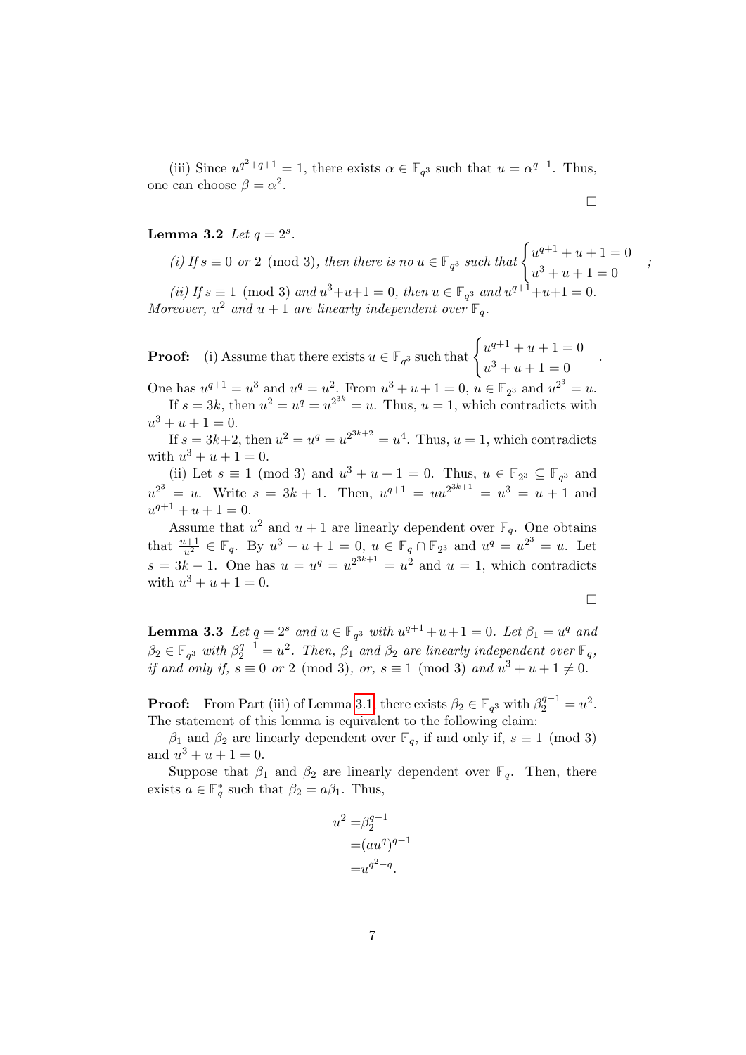(iii) Since $u^{q^2+q+1} = 1$, there exists $\alpha \in \mathbb{F}_{q^3}$ such that $u = \alpha^{q-1}$. Thus, one can choose $\beta = \alpha^2$.

□

**Lemma 3.2** *Let $q = 2^s$.*

*(i) If $s \equiv 0$ or $2 \pmod 3$, then there is no $u \in \mathbb{F}_{q^3}$ such that* $\begin{cases} u^{q+1} + u + 1 = 0 \\ u^3 + u + 1 = 0 \end{cases}$;

*(ii) If $s \equiv 1 \pmod 3$ and $u^3+u+1 = 0$, then $u \in \mathbb{F}_{q^3}$ and $u^{q+1}+u+1 = 0$. Moreover, $u^2$ and $u+1$ are linearly independent over $\mathbb{F}_q$.*

**Proof:** (i) Assume that there exists $u \in \mathbb{F}_{q^3}$ such that $\begin{cases} u^{q+1} + u + 1 = 0 \\ u^3 + u + 1 = 0 \end{cases}$.

One has $u^{q+1} = u^3$ and $u^q = u^2$. From $u^3 + u + 1 = 0$, $u \in \mathbb{F}_{2^3}$ and $u^{2^3} = u$.

If $s = 3k$, then $u^2 = u^q = u^{2^{3k}} = u$. Thus, $u = 1$, which contradicts with $u^3 + u + 1 = 0$.

If $s = 3k+2$, then $u^2 = u^q = u^{2^{3k+2}} = u^4$. Thus, $u = 1$, which contradicts with $u^3 + u + 1 = 0$.

(ii) Let $s \equiv 1 \pmod 3$ and $u^3 + u + 1 = 0$. Thus, $u \in \mathbb{F}_{2^3} \subseteq \mathbb{F}_{q^3}$ and $u^{2^3} = u$. Write $s = 3k + 1$. Then, $u^{q+1} = uu^{2^{3k+1}} = u^3 = u + 1$ and $u^{q+1} + u + 1 = 0$.

Assume that $u^2$ and $u + 1$ are linearly dependent over $\mathbb{F}_q$. One obtains that $\frac{u+1}{u^2} \in \mathbb{F}_q$. By $u^3 + u + 1 = 0$, $u \in \mathbb{F}_q \cap \mathbb{F}_{2^3}$ and $u^q = u^{2^3} = u$. Let $s = 3k + 1$. One has $u = u^q = u^{2^{3k+1}} = u^2$ and $u = 1$, which contradicts with $u^3 + u + 1 = 0$.

□

**Lemma 3.3** *Let $q = 2^s$ and $u \in \mathbb{F}_{q^3}$ with $u^{q+1}+u+1 = 0$. Let $\beta_1 = u^q$ and $\beta_2 \in \mathbb{F}_{q^3}$ with $\beta_2^{q-1} = u^2$. Then, $\beta_1$ and $\beta_2$ are linearly independent over $\mathbb{F}_q$, if and only if, $s \equiv 0$ or $2 \pmod 3$, or, $s \equiv 1 \pmod 3$ and $u^3 + u + 1 \neq 0$.*

**Proof:** From Part (iii) of Lemma 3.1, there exists $\beta_2 \in \mathbb{F}_{q^3}$ with $\beta_2^{q-1} = u^2$. The statement of this lemma is equivalent to the following claim:

$\beta_1$ and $\beta_2$ are linearly dependent over $\mathbb{F}_q$, if and only if, $s \equiv 1 \pmod 3$ and $u^3 + u + 1 = 0$.

Suppose that $\beta_1$ and $\beta_2$ are linearly dependent over $\mathbb{F}_q$. Then, there exists $a \in \mathbb{F}_q^*$ such that $\beta_2 = a\beta_1$. Thus,

$$\begin{aligned} u^2 =& \beta_2^{q-1} \\ =& (au^q)^{q-1} \\ =& u^{q^2-q}. \end{aligned}$$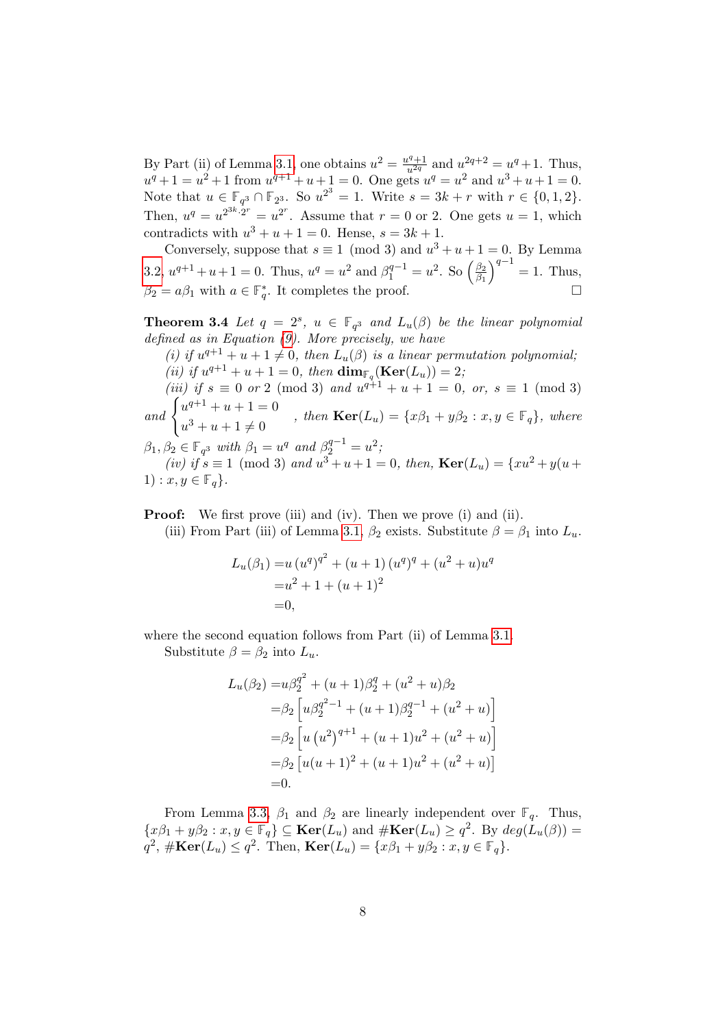By Part (ii) of Lemma 3.1, one obtains $u^2 = \frac{u^q+1}{u^{2q}}$ and $u^{2q+2} = u^q + 1$. Thus, $u^q + 1 = u^2 + 1$ from $u^{q+1} + u + 1 = 0$. One gets $u^q = u^2$ and $u^3 + u + 1 = 0$. Note that $u \in \mathbb{F}_{q^3} \cap \mathbb{F}_{2^3}$. So $u^{2^3} = 1$. Write $s = 3k + r$ with $r \in \{0, 1, 2\}$. Then, $u^q = u^{2^{3k} \cdot 2^r} = u^{2^r}$. Assume that $r = 0$ or $2$. One gets $u = 1$, which contradicts with $u^3 + u + 1 = 0$. Hense, $s = 3k + 1$.

Conversely, suppose that $s \equiv 1 \pmod 3$ and $u^3 + u + 1 = 0$. By Lemma 3.2, $u^{q+1} + u + 1 = 0$. Thus, $u^q = u^2$ and $\beta_1^{q-1} = u^2$. So $\left(\frac{\beta_2}{\beta_1}\right)^{q-1} = 1$. Thus, $\beta_2 = a\beta_1$ with $a \in \mathbb{F}_q^*$. It completes the proof. □

**Theorem 3.4** *Let $q = 2^s$, $u \in \mathbb{F}_{q^3}$ and $L_u(\beta)$ be the linear polynomial defined as in Equation (9). More precisely, we have*

*(i) if $u^{q+1} + u + 1 \neq 0$, then $L_u(\beta)$ is a linear permutation polynomial;*

*(ii) if $u^{q+1} + u + 1 = 0$, then $\mathbf{dim}_{\mathbb{F}_q}(\mathbf{Ker}(L_u)) = 2$;*

*(iii) if $s \equiv 0$ or $2 \pmod 3$ and $u^{q+1} + u + 1 = 0$, or, $s \equiv 1 \pmod 3$ and $\begin{cases} u^{q+1} + u + 1 = 0 \\ u^3 + u + 1 \neq 0 \end{cases}$, then $\mathbf{Ker}(L_u) = \{x\beta_1 + y\beta_2 : x, y \in \mathbb{F}_q\}$, where $\beta_1, \beta_2 \in \mathbb{F}_{q^3}$ with $\beta_1 = u^q$ and $\beta_2^{q-1} = u^2$;*

*(iv) if $s \equiv 1 \pmod 3$ and $u^3 + u + 1 = 0$, then, $\mathbf{Ker}(L_u) = \{xu^2 + y(u + 1) : x, y \in \mathbb{F}_q\}$.*

**Proof:** We first prove (iii) and (iv). Then we prove (i) and (ii).

(iii) From Part (iii) of Lemma 3.1, $\beta_2$ exists. Substitute $\beta = \beta_1$ into $L_u$.

$$\begin{aligned}
L_u(\beta_1) =& u\,(u^q)^{q^2} + (u+1)\,(u^q)^q + (u^2 + u)u^q \\
=& u^2 + 1 + (u+1)^2 \\
=& 0,
\end{aligned}$$

where the second equation follows from Part (ii) of Lemma 3.1.

Substitute $\beta = \beta_2$ into $L_u$.

$$\begin{aligned}
L_u(\beta_2) =& u\beta_2^{q^2} + (u+1)\beta_2^q + (u^2 + u)\beta_2 \\
=& \beta_2 \left[ u\beta_2^{q^2-1} + (u+1)\beta_2^{q-1} + (u^2 + u) \right] \\
=& \beta_2 \left[ u\left(u^2\right)^{q+1} + (u+1)u^2 + (u^2 + u) \right] \\
=& \beta_2 \left[ u(u+1)^2 + (u+1)u^2 + (u^2 + u) \right] \\
=& 0.
\end{aligned}$$

From Lemma 3.3, $\beta_1$ and $\beta_2$ are linearly independent over $\mathbb{F}_q$. Thus, $\{x\beta_1 + y\beta_2 : x, y \in \mathbb{F}_q\} \subseteq \mathbf{Ker}(L_u)$ and $\#\mathbf{Ker}(L_u) \geq q^2$. By $deg(L_u(\beta)) = q^2$, $\#\mathbf{Ker}(L_u) \leq q^2$. Then, $\mathbf{Ker}(L_u) = \{x\beta_1 + y\beta_2 : x, y \in \mathbb{F}_q\}$.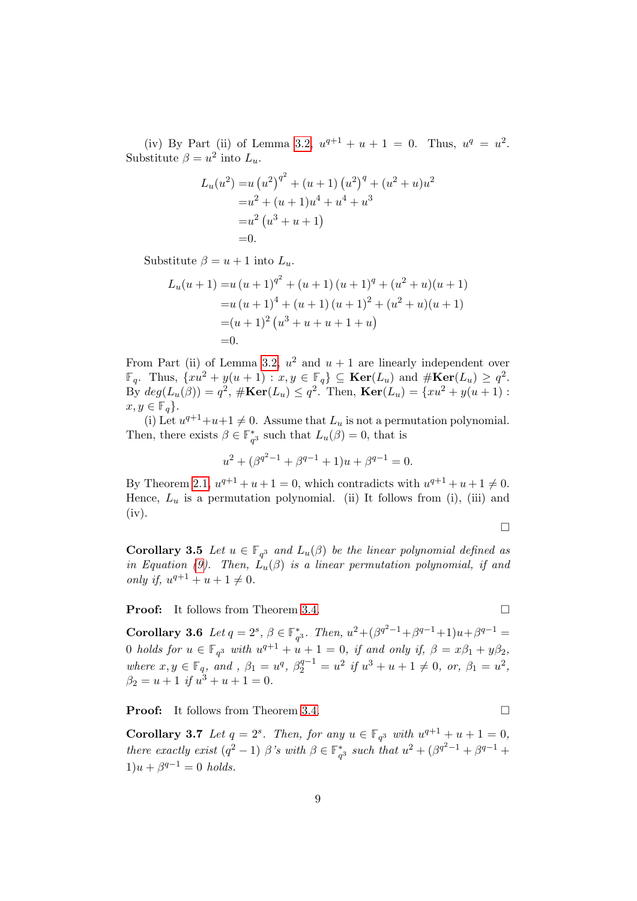(iv) By Part (ii) of Lemma 3.2, $u^{q+1} + u + 1 = 0$. Thus, $u^q = u^2$. Substitute $\beta = u^2$ into $L_u$.

$$
\begin{aligned}
L_u(u^2) =& u\left(u^2\right)^{q^2} + (u+1)\left(u^2\right)^q + (u^2+u)u^2 \\
=& u^2 + (u+1)u^4 + u^4 + u^3 \\
=& u^2\left(u^3+u+1\right) \\
=& 0.
\end{aligned}
$$

Substitute $\beta = u + 1$ into $L_u$.

$$
\begin{aligned}
L_u(u+1) =& u\left(u+1\right)^{q^2} + (u+1)\left(u+1\right)^q + (u^2+u)(u+1) \\
=& u\left(u+1\right)^4 + (u+1)\left(u+1\right)^2 + (u^2+u)(u+1) \\
=& (u+1)^2\left(u^3+u+u+1+u\right) \\
=& 0.
\end{aligned}
$$

From Part (ii) of Lemma 3.2, $u^2$ and $u+1$ are linearly independent over $\mathbb{F}_q$. Thus, $\{xu^2 + y(u+1) : x, y \in \mathbb{F}_q\} \subseteq \mathbf{Ker}(L_u)$ and $\#\mathbf{Ker}(L_u) \geq q^2$. By $deg(L_u(\beta)) = q^2$, $\#\mathbf{Ker}(L_u) \leq q^2$. Then, $\mathbf{Ker}(L_u) = \{xu^2 + y(u+1) : x, y \in \mathbb{F}_q\}$.

(i) Let $u^{q+1}+u+1 \neq 0$. Assume that $L_u$ is not a permutation polynomial. Then, there exists $\beta \in \mathbb{F}_{q^3}^*$ such that $L_u(\beta) = 0$, that is

$$u^2 + (\beta^{q^2-1} + \beta^{q-1} + 1)u + \beta^{q-1} = 0.$$

By Theorem 2.1, $u^{q+1} + u + 1 = 0$, which contradicts with $u^{q+1} + u + 1 \neq 0$. Hence, $L_u$ is a permutation polynomial. (ii) It follows from (i), (iii) and (iv).

□

**Corollary 3.5** *Let $u \in \mathbb{F}_{q^3}$ and $L_u(\beta)$ be the linear polynomial defined as in Equation (9). Then, $L_u(\beta)$ is a linear permutation polynomial, if and only if, $u^{q+1} + u + 1 \neq 0$.*

**Proof:** It follows from Theorem 3.4. □

**Corollary 3.6** *Let $q = 2^s$, $\beta \in \mathbb{F}_{q^3}^*$. Then, $u^2+(\beta^{q^2-1}+\beta^{q-1}+1)u+\beta^{q-1} = 0$ holds for $u \in \mathbb{F}_{q^3}$ with $u^{q+1} + u + 1 = 0$, if and only if, $\beta = x\beta_1 + y\beta_2$, where $x, y \in \mathbb{F}_q$, and , $\beta_1 = u^q$, $\beta_2^{q-1} = u^2$ if $u^3 + u + 1 \neq 0$, or, $\beta_1 = u^2$, $\beta_2 = u + 1$ if $u^3 + u + 1 = 0$.*

**Proof:** It follows from Theorem 3.4. □

**Corollary 3.7** *Let $q = 2^s$. Then, for any $u \in \mathbb{F}_{q^3}$ with $u^{q+1} + u + 1 = 0$, there exactly exist $(q^2 - 1)$ $\beta$'s with $\beta \in \mathbb{F}_{q^3}^*$ such that $u^2 + (\beta^{q^2-1} + \beta^{q-1} + 1)u + \beta^{q-1} = 0$ holds.*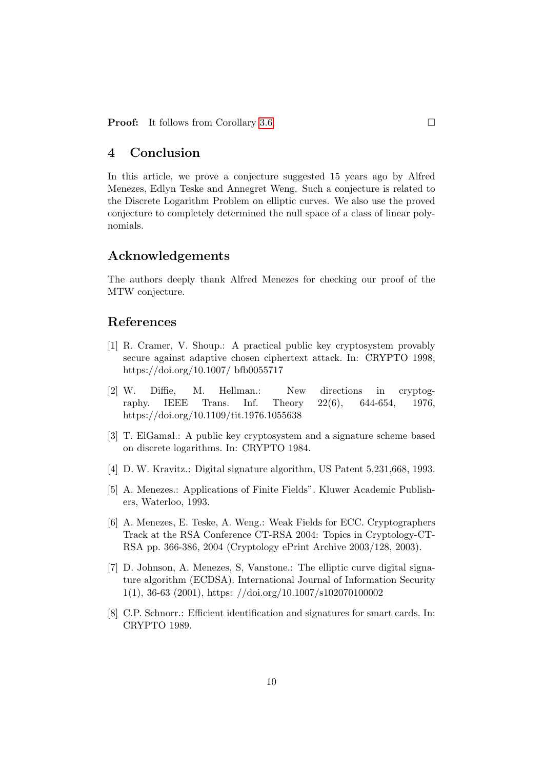**Proof:** It follows from Corollary 3.6. □

## 4 Conclusion

In this article, we prove a conjecture suggested 15 years ago by Alfred Menezes, Edlyn Teske and Annegret Weng. Such a conjecture is related to the Discrete Logarithm Problem on elliptic curves. We also use the proved conjecture to completely determined the null space of a class of linear polynomials.

## Acknowledgements

The authors deeply thank Alfred Menezes for checking our proof of the MTW conjecture.

## References

[1] R. Cramer, V. Shoup.: A practical public key cryptosystem provably secure against adaptive chosen ciphertext attack. In: CRYPTO 1998, https://doi.org/10.1007/ bfb0055717

[2] W. Diffie, M. Hellman.: New directions in cryptography. IEEE Trans. Inf. Theory 22(6), 644-654, 1976, https://doi.org/10.1109/tit.1976.1055638

[3] T. ElGamal.: A public key cryptosystem and a signature scheme based on discrete logarithms. In: CRYPTO 1984.

[4] D. W. Kravitz.: Digital signature algorithm, US Patent 5,231,668, 1993.

[5] A. Menezes.: Applications of Finite Fields". Kluwer Academic Publishers, Waterloo, 1993.

[6] A. Menezes, E. Teske, A. Weng.: Weak Fields for ECC. Cryptographers Track at the RSA Conference CT-RSA 2004: Topics in Cryptology-CT-RSA pp. 366-386, 2004 (Cryptology ePrint Archive 2003/128, 2003).

[7] D. Johnson, A. Menezes, S, Vanstone.: The elliptic curve digital signature algorithm (ECDSA). International Journal of Information Security 1(1), 36-63 (2001), https: //doi.org/10.1007/s102070100002

[8] C.P. Schnorr.: Efficient identification and signatures for smart cards. In: CRYPTO 1989.